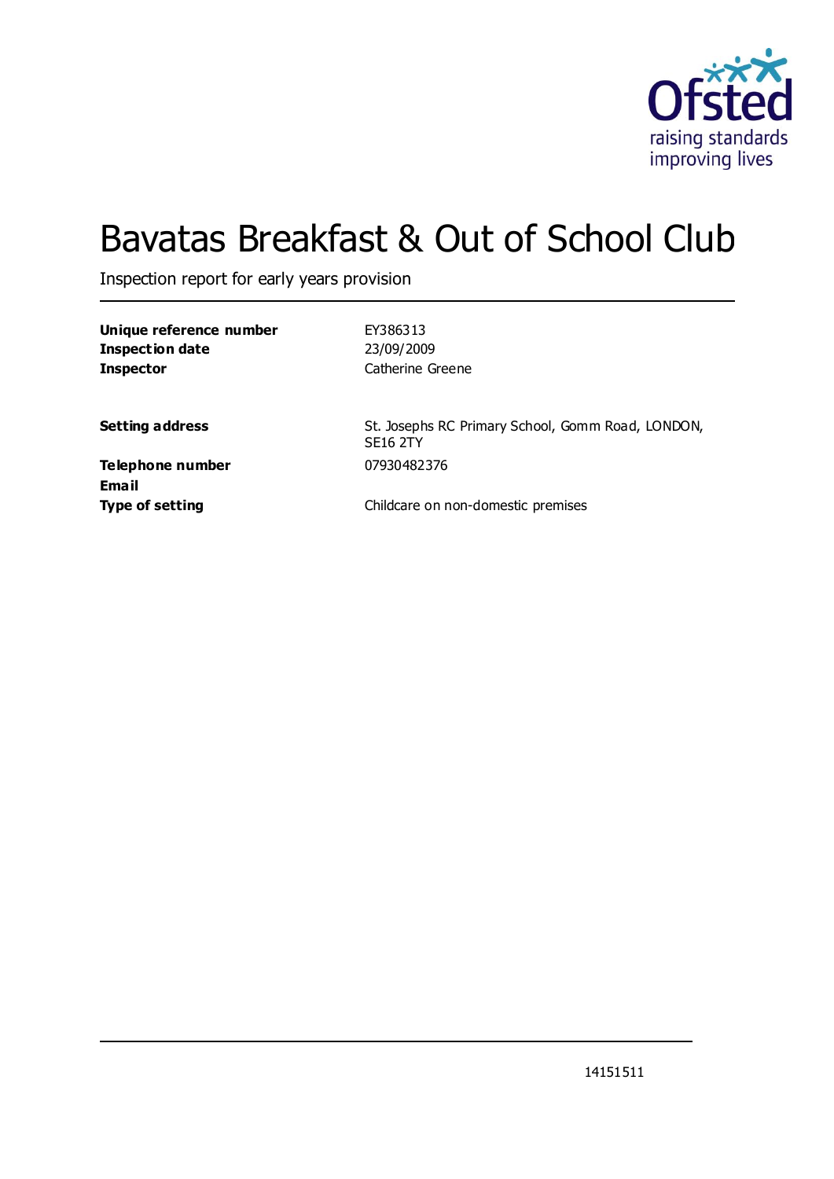# Bavatas Breakfast & Out of School Club

Inspection report for early years provision

| | |
|---|---|
| **Unique reference number** | EY386313 |
| **Inspection date** | 23/09/2009 |
| **Inspector** | Catherine Greene |

| | |
|---|---|
| **Setting address** | St. Josephs RC Primary School, Gomm Road, LONDON, SE16 2TY |
| **Telephone number** | 07930482376 |
| **Email** | |
| **Type of setting** | Childcare on non-domestic premises |

14151511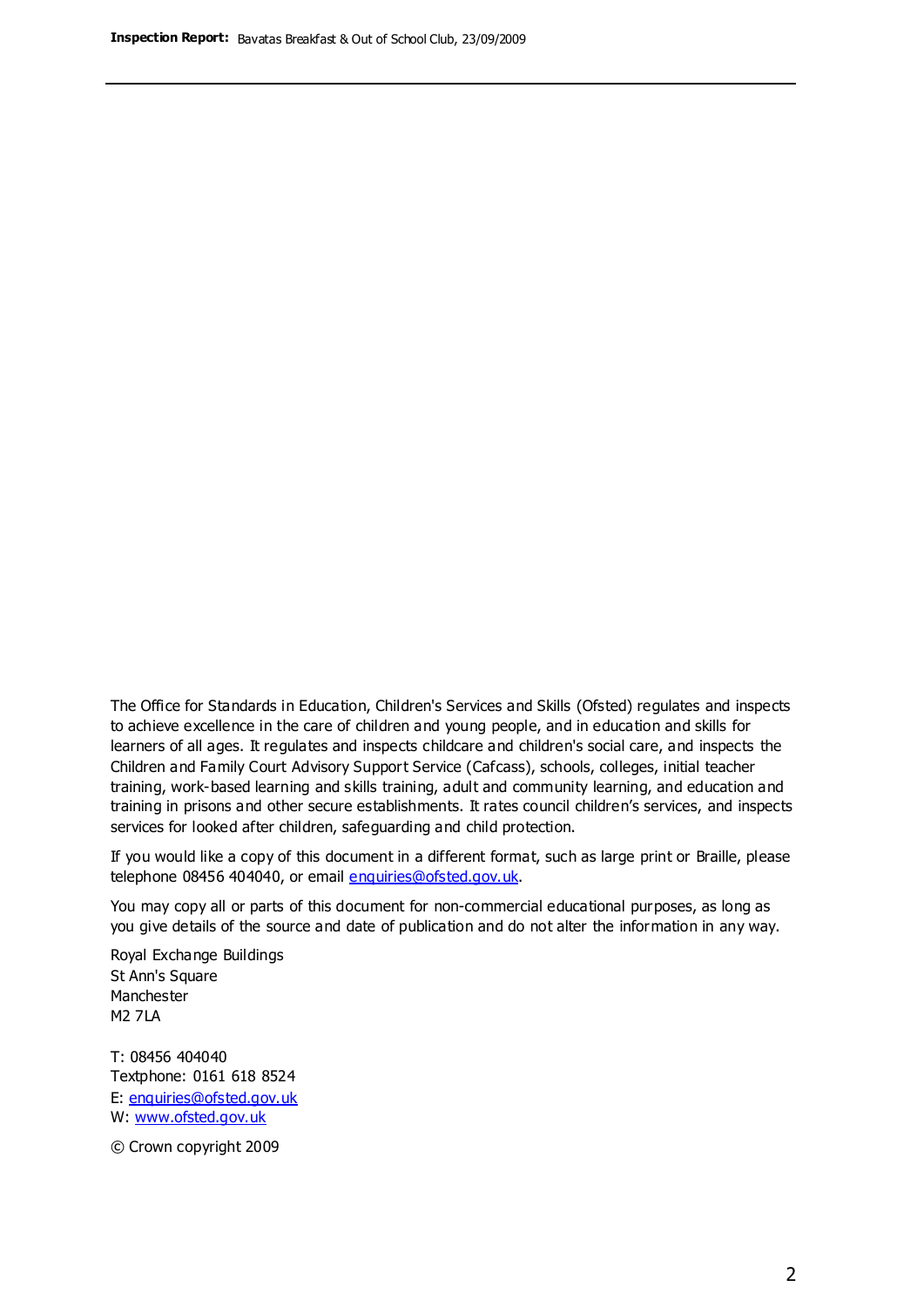The Office for Standards in Education, Children's Services and Skills (Ofsted) regulates and inspects to achieve excellence in the care of children and young people, and in education and skills for learners of all ages. It regulates and inspects childcare and children's social care, and inspects the Children and Family Court Advisory Support Service (Cafcass), schools, colleges, initial teacher training, work-based learning and skills training, adult and community learning, and education and training in prisons and other secure establishments. It rates council children's services, and inspects services for looked after children, safeguarding and child protection.

If you would like a copy of this document in a different format, such as large print or Braille, please telephone 08456 404040, or email enquiries@ofsted.gov.uk.

You may copy all or parts of this document for non-commercial educational purposes, as long as you give details of the source and date of publication and do not alter the information in any way.

Royal Exchange Buildings
St Ann's Square
Manchester
M2 7LA

T: 08456 404040
Textphone: 0161 618 8524
E: enquiries@ofsted.gov.uk
W: www.ofsted.gov.uk

© Crown copyright 2009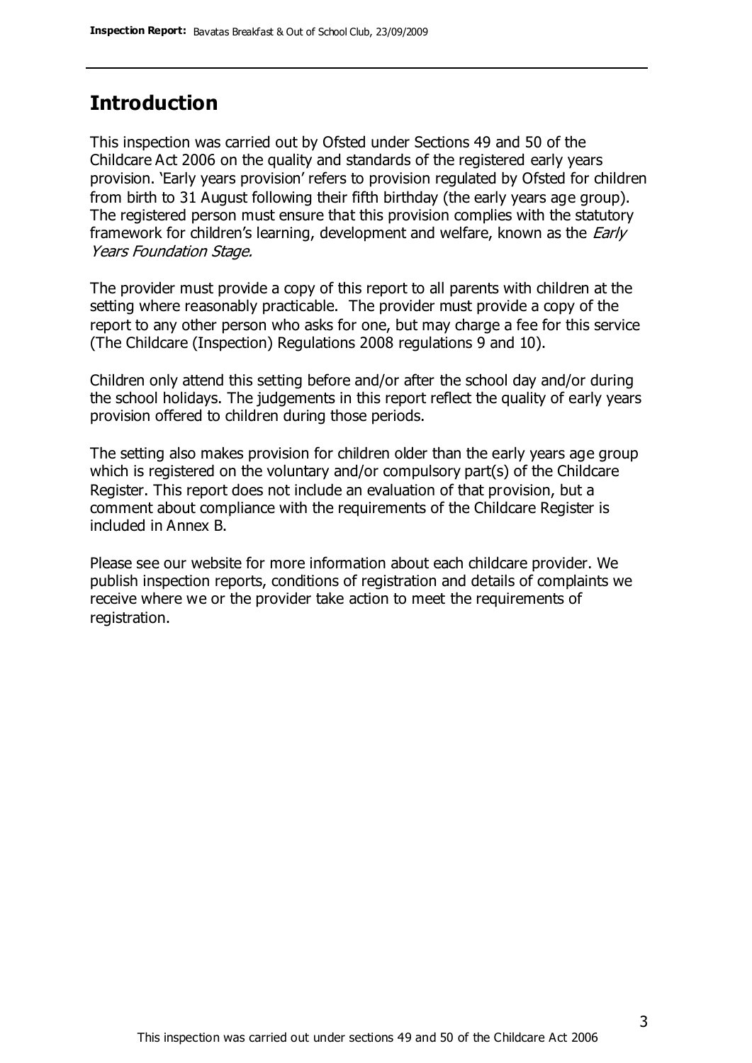## Introduction

This inspection was carried out by Ofsted under Sections 49 and 50 of the Childcare Act 2006 on the quality and standards of the registered early years provision. 'Early years provision' refers to provision regulated by Ofsted for children from birth to 31 August following their fifth birthday (the early years age group). The registered person must ensure that this provision complies with the statutory framework for children's learning, development and welfare, known as the *Early Years Foundation Stage.*

The provider must provide a copy of this report to all parents with children at the setting where reasonably practicable. The provider must provide a copy of the report to any other person who asks for one, but may charge a fee for this service (The Childcare (Inspection) Regulations 2008 regulations 9 and 10).

Children only attend this setting before and/or after the school day and/or during the school holidays. The judgements in this report reflect the quality of early years provision offered to children during those periods.

The setting also makes provision for children older than the early years age group which is registered on the voluntary and/or compulsory part(s) of the Childcare Register. This report does not include an evaluation of that provision, but a comment about compliance with the requirements of the Childcare Register is included in Annex B.

Please see our website for more information about each childcare provider. We publish inspection reports, conditions of registration and details of complaints we receive where we or the provider take action to meet the requirements of registration.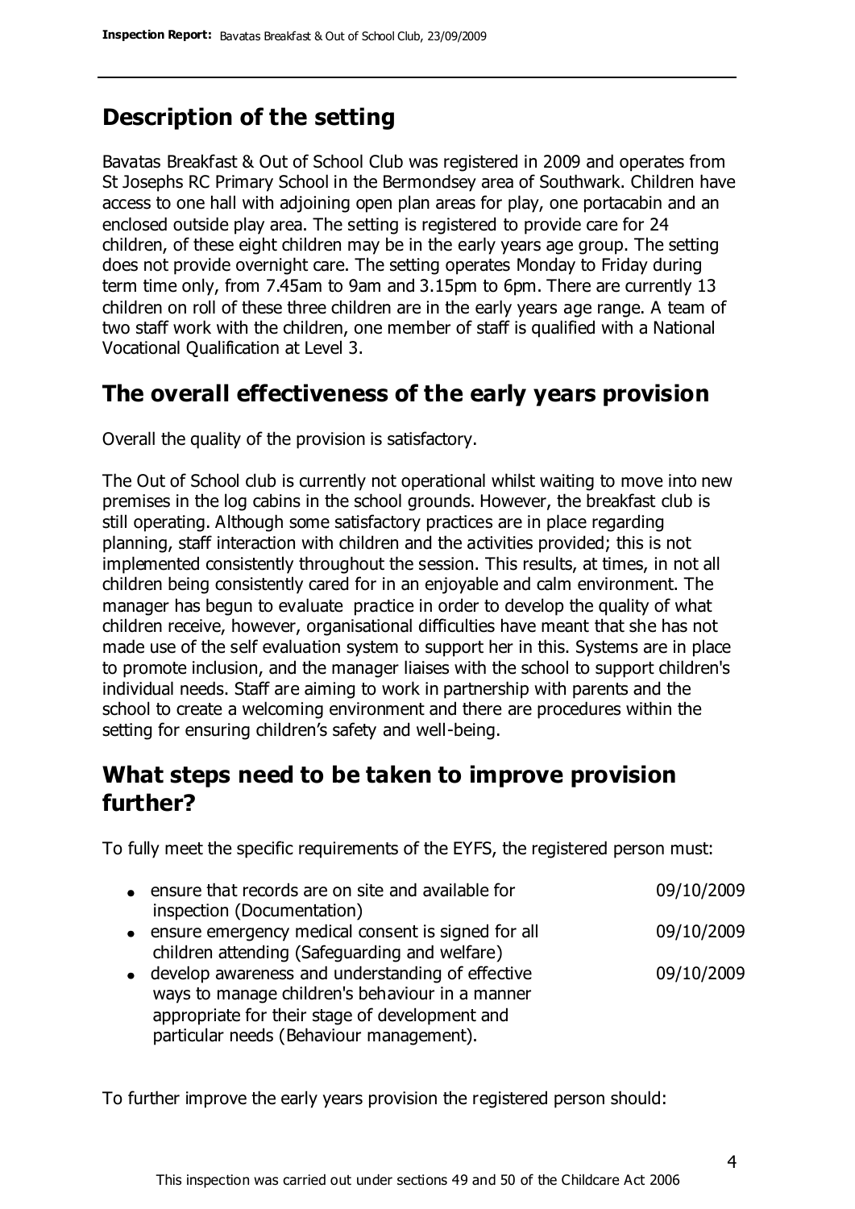## Description of the setting

Bavatas Breakfast & Out of School Club was registered in 2009 and operates from St Josephs RC Primary School in the Bermondsey area of Southwark. Children have access to one hall with adjoining open plan areas for play, one portacabin and an enclosed outside play area. The setting is registered to provide care for 24 children, of these eight children may be in the early years age group. The setting does not provide overnight care. The setting operates Monday to Friday during term time only, from 7.45am to 9am and 3.15pm to 6pm. There are currently 13 children on roll of these three children are in the early years age range. A team of two staff work with the children, one member of staff is qualified with a National Vocational Qualification at Level 3.

## The overall effectiveness of the early years provision

Overall the quality of the provision is satisfactory.

The Out of School club is currently not operational whilst waiting to move into new premises in the log cabins in the school grounds. However, the breakfast club is still operating. Although some satisfactory practices are in place regarding planning, staff interaction with children and the activities provided; this is not implemented consistently throughout the session. This results, at times, in not all children being consistently cared for in an enjoyable and calm environment. The manager has begun to evaluate practice in order to develop the quality of what children receive, however, organisational difficulties have meant that she has not made use of the self evaluation system to support her in this. Systems are in place to promote inclusion, and the manager liaises with the school to support children's individual needs. Staff are aiming to work in partnership with parents and the school to create a welcoming environment and there are procedures within the setting for ensuring children's safety and well-being.

## What steps need to be taken to improve provision further?

To fully meet the specific requirements of the EYFS, the registered person must:

| | |
|---|---|
| • ensure that records are on site and available for inspection (Documentation) | 09/10/2009 |
| • ensure emergency medical consent is signed for all children attending (Safeguarding and welfare) | 09/10/2009 |
| • develop awareness and understanding of effective ways to manage children's behaviour in a manner appropriate for their stage of development and particular needs (Behaviour management). | 09/10/2009 |

To further improve the early years provision the registered person should: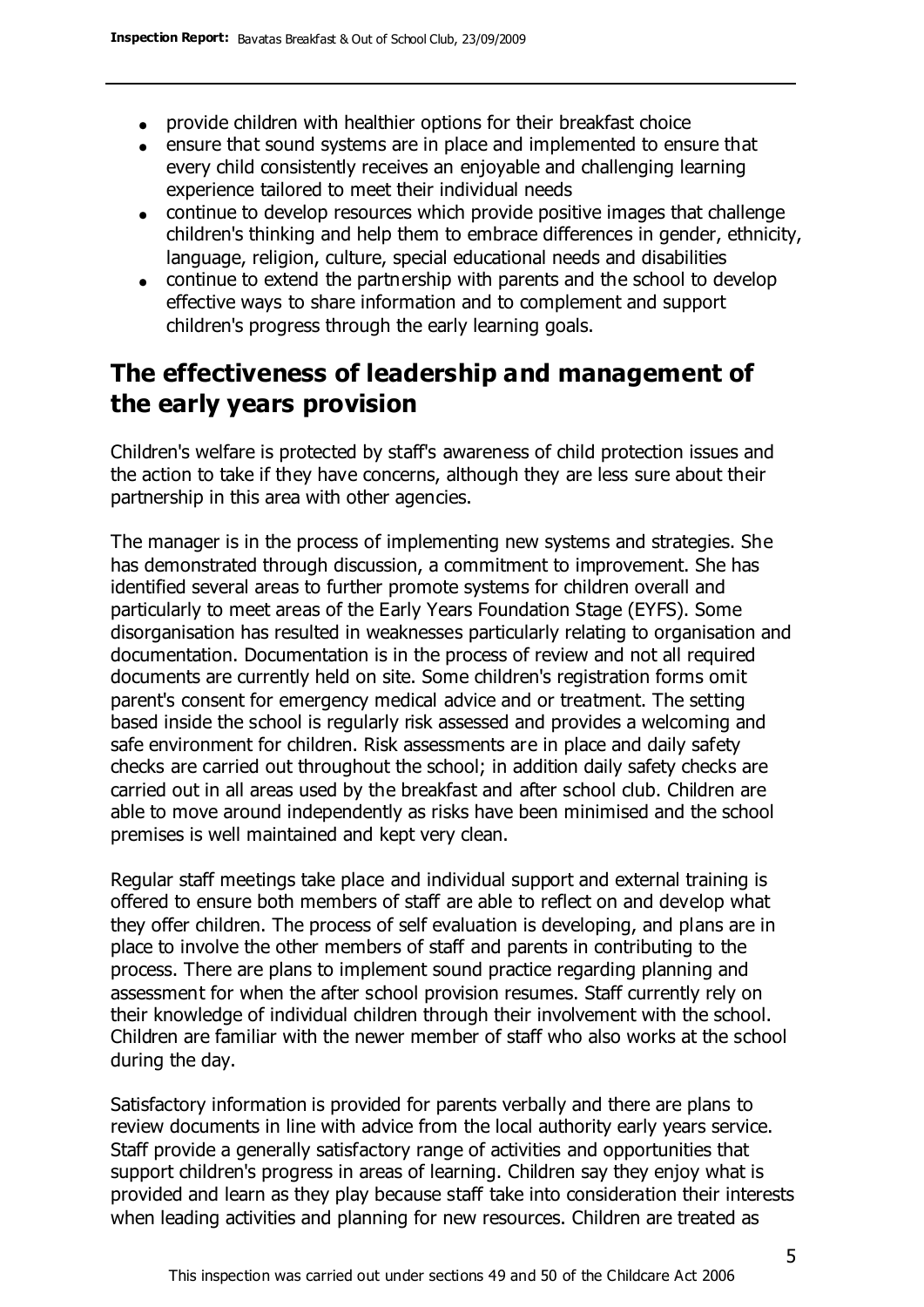- provide children with healthier options for their breakfast choice
- ensure that sound systems are in place and implemented to ensure that every child consistently receives an enjoyable and challenging learning experience tailored to meet their individual needs
- continue to develop resources which provide positive images that challenge children's thinking and help them to embrace differences in gender, ethnicity, language, religion, culture, special educational needs and disabilities
- continue to extend the partnership with parents and the school to develop effective ways to share information and to complement and support children's progress through the early learning goals.

## The effectiveness of leadership and management of the early years provision

Children's welfare is protected by staff's awareness of child protection issues and the action to take if they have concerns, although they are less sure about their partnership in this area with other agencies.

The manager is in the process of implementing new systems and strategies. She has demonstrated through discussion, a commitment to improvement. She has identified several areas to further promote systems for children overall and particularly to meet areas of the Early Years Foundation Stage (EYFS). Some disorganisation has resulted in weaknesses particularly relating to organisation and documentation. Documentation is in the process of review and not all required documents are currently held on site. Some children's registration forms omit parent's consent for emergency medical advice and or treatment. The setting based inside the school is regularly risk assessed and provides a welcoming and safe environment for children. Risk assessments are in place and daily safety checks are carried out throughout the school; in addition daily safety checks are carried out in all areas used by the breakfast and after school club. Children are able to move around independently as risks have been minimised and the school premises is well maintained and kept very clean.

Regular staff meetings take place and individual support and external training is offered to ensure both members of staff are able to reflect on and develop what they offer children. The process of self evaluation is developing, and plans are in place to involve the other members of staff and parents in contributing to the process. There are plans to implement sound practice regarding planning and assessment for when the after school provision resumes. Staff currently rely on their knowledge of individual children through their involvement with the school. Children are familiar with the newer member of staff who also works at the school during the day.

Satisfactory information is provided for parents verbally and there are plans to review documents in line with advice from the local authority early years service. Staff provide a generally satisfactory range of activities and opportunities that support children's progress in areas of learning. Children say they enjoy what is provided and learn as they play because staff take into consideration their interests when leading activities and planning for new resources. Children are treated as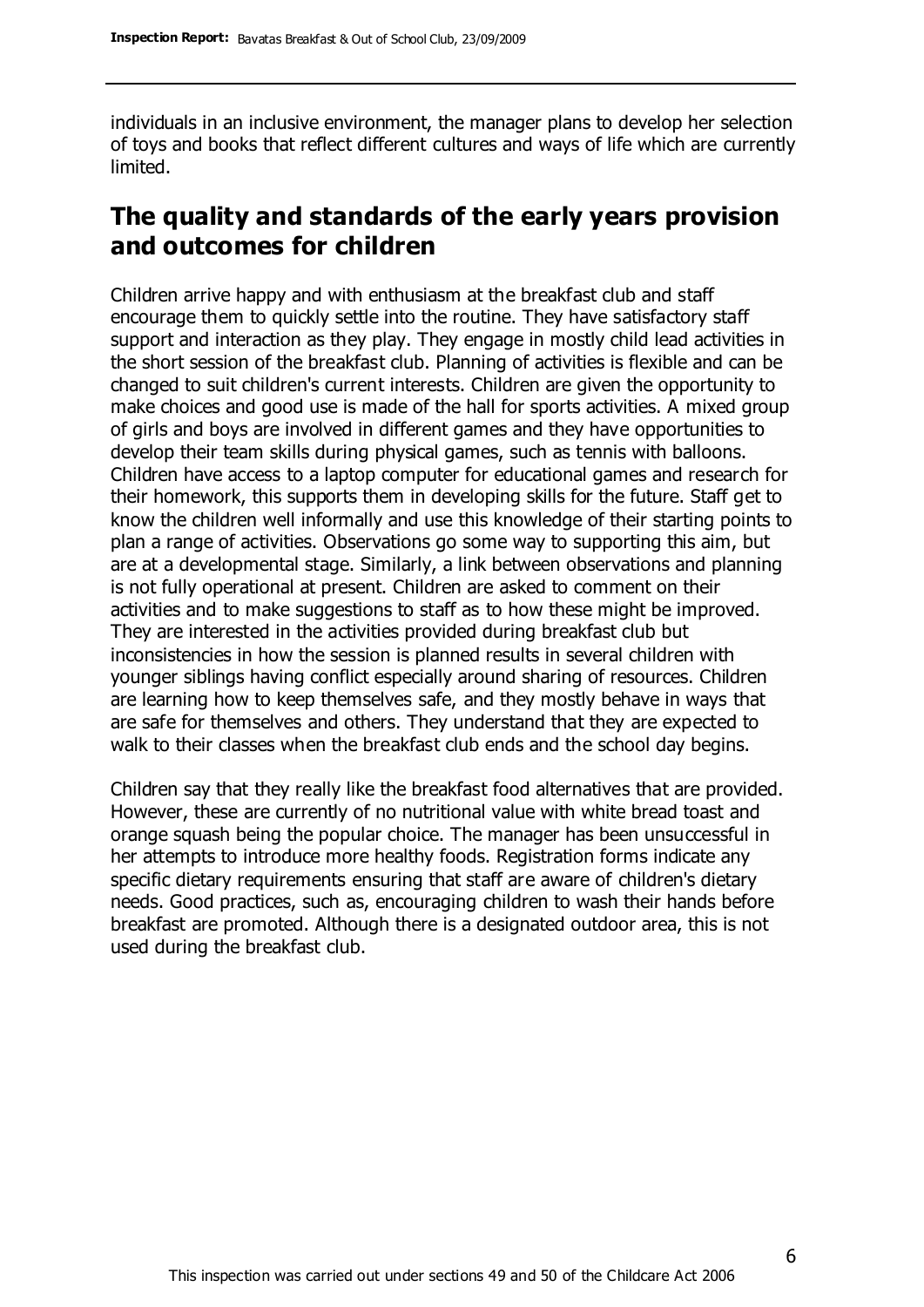individuals in an inclusive environment, the manager plans to develop her selection of toys and books that reflect different cultures and ways of life which are currently limited.

## The quality and standards of the early years provision and outcomes for children

Children arrive happy and with enthusiasm at the breakfast club and staff encourage them to quickly settle into the routine. They have satisfactory staff support and interaction as they play. They engage in mostly child lead activities in the short session of the breakfast club. Planning of activities is flexible and can be changed to suit children's current interests. Children are given the opportunity to make choices and good use is made of the hall for sports activities. A mixed group of girls and boys are involved in different games and they have opportunities to develop their team skills during physical games, such as tennis with balloons. Children have access to a laptop computer for educational games and research for their homework, this supports them in developing skills for the future. Staff get to know the children well informally and use this knowledge of their starting points to plan a range of activities. Observations go some way to supporting this aim, but are at a developmental stage. Similarly, a link between observations and planning is not fully operational at present. Children are asked to comment on their activities and to make suggestions to staff as to how these might be improved. They are interested in the activities provided during breakfast club but inconsistencies in how the session is planned results in several children with younger siblings having conflict especially around sharing of resources. Children are learning how to keep themselves safe, and they mostly behave in ways that are safe for themselves and others. They understand that they are expected to walk to their classes when the breakfast club ends and the school day begins.

Children say that they really like the breakfast food alternatives that are provided. However, these are currently of no nutritional value with white bread toast and orange squash being the popular choice. The manager has been unsuccessful in her attempts to introduce more healthy foods. Registration forms indicate any specific dietary requirements ensuring that staff are aware of children's dietary needs. Good practices, such as, encouraging children to wash their hands before breakfast are promoted. Although there is a designated outdoor area, this is not used during the breakfast club.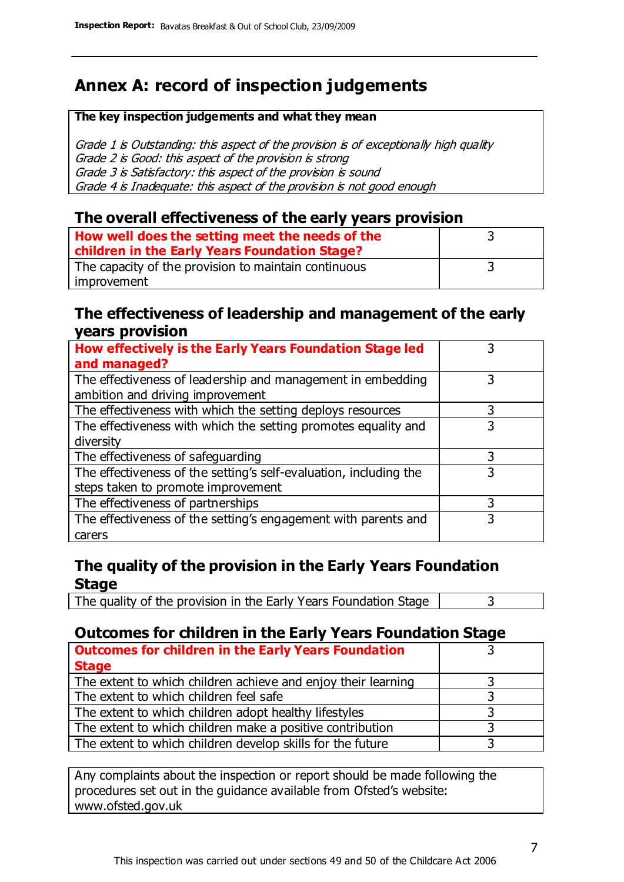## Annex A: record of inspection judgements

**The key inspection judgements and what they mean**

*Grade 1 is Outstanding: this aspect of the provision is of exceptionally high quality*
*Grade 2 is Good: this aspect of the provision is strong*
*Grade 3 is Satisfactory: this aspect of the provision is sound*
*Grade 4 is Inadequate: this aspect of the provision is not good enough*

### The overall effectiveness of the early years provision

| | |
|---|---|
| **How well does the setting meet the needs of the children in the Early Years Foundation Stage?** | 3 |
| The capacity of the provision to maintain continuous improvement | 3 |

### The effectiveness of leadership and management of the early years provision

| | |
|---|---|
| **How effectively is the Early Years Foundation Stage led and managed?** | 3 |
| The effectiveness of leadership and management in embedding ambition and driving improvement | 3 |
| The effectiveness with which the setting deploys resources | 3 |
| The effectiveness with which the setting promotes equality and diversity | 3 |
| The effectiveness of safeguarding | 3 |
| The effectiveness of the setting's self-evaluation, including the steps taken to promote improvement | 3 |
| The effectiveness of partnerships | 3 |
| The effectiveness of the setting's engagement with parents and carers | 3 |

### The quality of the provision in the Early Years Foundation Stage

| | |
|---|---|
| The quality of the provision in the Early Years Foundation Stage | 3 |

### Outcomes for children in the Early Years Foundation Stage

| | |
|---|---|
| **Outcomes for children in the Early Years Foundation Stage** | 3 |
| The extent to which children achieve and enjoy their learning | 3 |
| The extent to which children feel safe | 3 |
| The extent to which children adopt healthy lifestyles | 3 |
| The extent to which children make a positive contribution | 3 |
| The extent to which children develop skills for the future | 3 |

Any complaints about the inspection or report should be made following the procedures set out in the guidance available from Ofsted's website: www.ofsted.gov.uk

This inspection was carried out under sections 49 and 50 of the Childcare Act 2006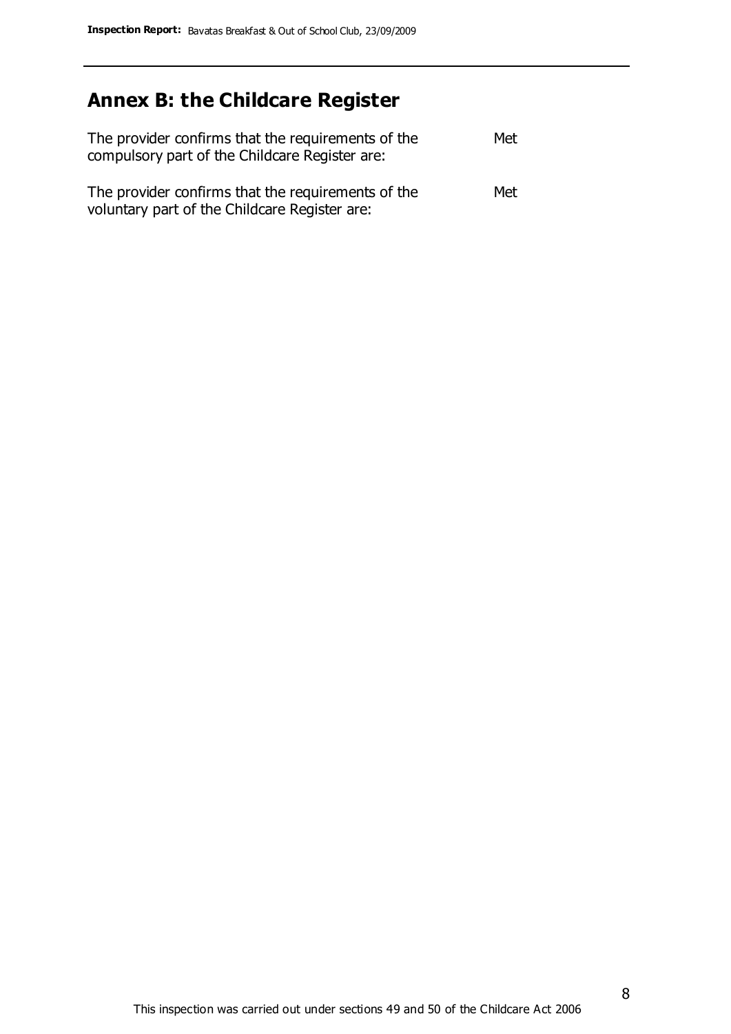## Annex B: the Childcare Register

| | |
|---|---|
| The provider confirms that the requirements of the compulsory part of the Childcare Register are: | Met |
| The provider confirms that the requirements of the voluntary part of the Childcare Register are: | Met |

This inspection was carried out under sections 49 and 50 of the Childcare Act 2006